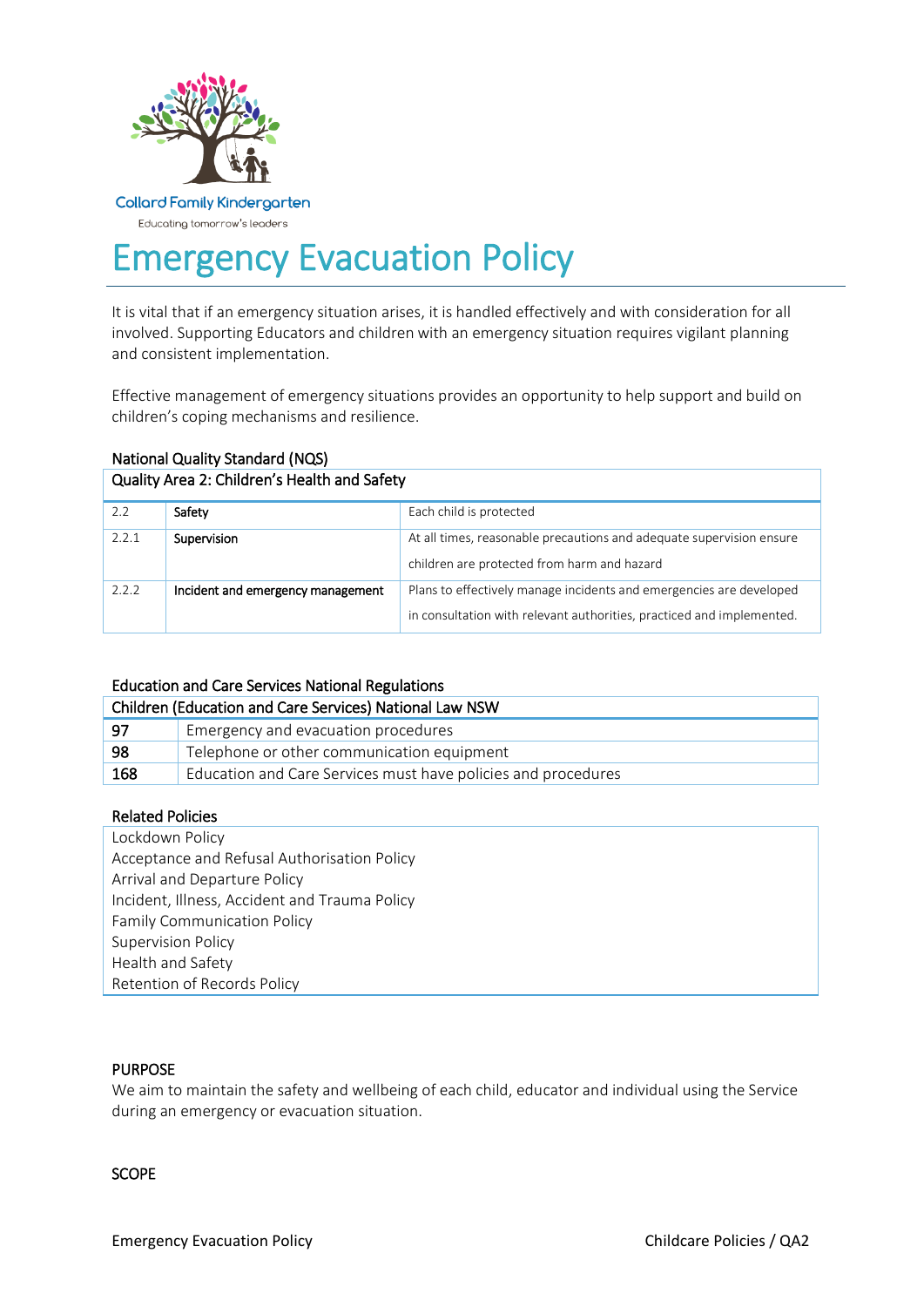Collard Family Kindergarten

Educating tomorrow's leaders

# Emergency Evacuation Policy

It is vital that if an emergency situation arises, it is handled effectively and with consideration for all involved. Supporting Educators and children with an emergency situation requires vigilant planning and consistent implementation.

Effective management of emergency situations provides an opportunity to help support and build on children's coping mechanisms and resilience.

National Quality Standard (NQS)

| Quality Area 2: Children's Health and Safety | | |
|---|---|---|
| 2.2 | Safety | Each child is protected |
| 2.2.1 | Supervision | At all times, reasonable precautions and adequate supervision ensure children are protected from harm and hazard |
| 2.2.2 | Incident and emergency management | Plans to effectively manage incidents and emergencies are developed in consultation with relevant authorities, practiced and implemented. |

Education and Care Services National Regulations

| Children (Education and Care Services) National Law NSW | |
|---|---|
| 97 | Emergency and evacuation procedures |
| 98 | Telephone or other communication equipment |
| 168 | Education and Care Services must have policies and procedures |

Related Policies

- Lockdown Policy
- Acceptance and Refusal Authorisation Policy
- Arrival and Departure Policy
- Incident, Illness, Accident and Trauma Policy
- Family Communication Policy
- Supervision Policy
- Health and Safety
- Retention of Records Policy

## PURPOSE

We aim to maintain the safety and wellbeing of each child, educator and individual using the Service during an emergency or evacuation situation.

## SCOPE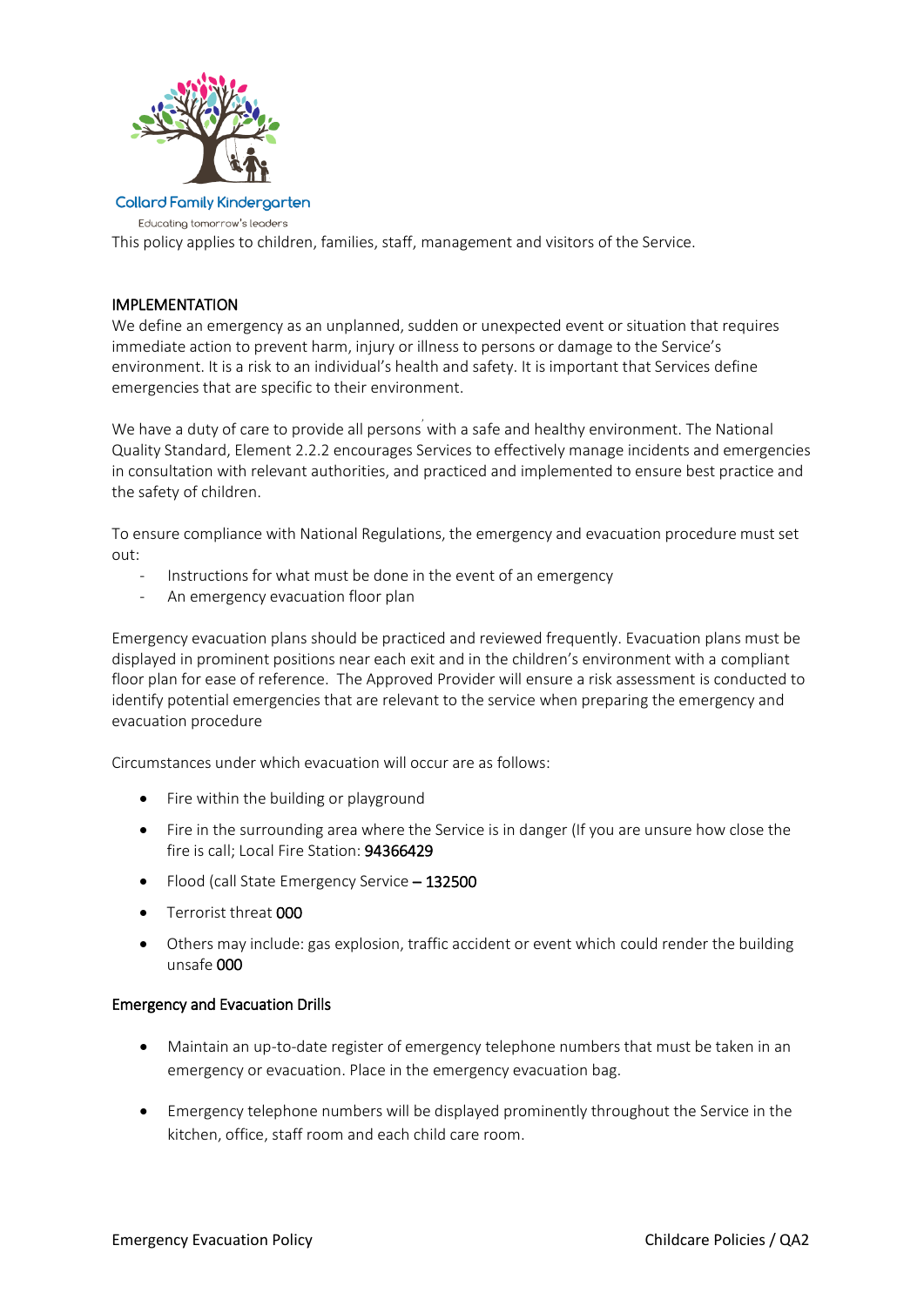This policy applies to children, families, staff, management and visitors of the Service.

## IMPLEMENTATION

We define an emergency as an unplanned, sudden or unexpected event or situation that requires immediate action to prevent harm, injury or illness to persons or damage to the Service's environment. It is a risk to an individual's health and safety. It is important that Services define emergencies that are specific to their environment.

We have a duty of care to provide all persons with a safe and healthy environment. The National Quality Standard, Element 2.2.2 encourages Services to effectively manage incidents and emergencies in consultation with relevant authorities, and practiced and implemented to ensure best practice and the safety of children.

To ensure compliance with National Regulations, the emergency and evacuation procedure must set out:

- Instructions for what must be done in the event of an emergency
- An emergency evacuation floor plan

Emergency evacuation plans should be practiced and reviewed frequently. Evacuation plans must be displayed in prominent positions near each exit and in the children's environment with a compliant floor plan for ease of reference. The Approved Provider will ensure a risk assessment is conducted to identify potential emergencies that are relevant to the service when preparing the emergency and evacuation procedure

Circumstances under which evacuation will occur are as follows:

- Fire within the building or playground
- Fire in the surrounding area where the Service is in danger (If you are unsure how close the fire is call; Local Fire Station: 94366429
- Flood (call State Emergency Service – 132500
- Terrorist threat 000
- Others may include: gas explosion, traffic accident or event which could render the building unsafe 000

### Emergency and Evacuation Drills

- Maintain an up-to-date register of emergency telephone numbers that must be taken in an emergency or evacuation. Place in the emergency evacuation bag.
- Emergency telephone numbers will be displayed prominently throughout the Service in the kitchen, office, staff room and each child care room.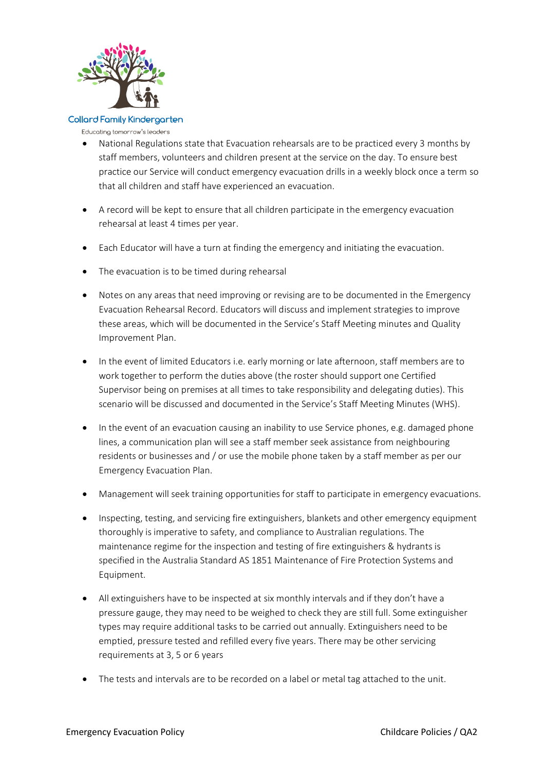- National Regulations state that Evacuation rehearsals are to be practiced every 3 months by staff members, volunteers and children present at the service on the day. To ensure best practice our Service will conduct emergency evacuation drills in a weekly block once a term so that all children and staff have experienced an evacuation.

- A record will be kept to ensure that all children participate in the emergency evacuation rehearsal at least 4 times per year.

- Each Educator will have a turn at finding the emergency and initiating the evacuation.

- The evacuation is to be timed during rehearsal

- Notes on any areas that need improving or revising are to be documented in the Emergency Evacuation Rehearsal Record. Educators will discuss and implement strategies to improve these areas, which will be documented in the Service's Staff Meeting minutes and Quality Improvement Plan.

- In the event of limited Educators i.e. early morning or late afternoon, staff members are to work together to perform the duties above (the roster should support one Certified Supervisor being on premises at all times to take responsibility and delegating duties). This scenario will be discussed and documented in the Service's Staff Meeting Minutes (WHS).

- In the event of an evacuation causing an inability to use Service phones, e.g. damaged phone lines, a communication plan will see a staff member seek assistance from neighbouring residents or businesses and / or use the mobile phone taken by a staff member as per our Emergency Evacuation Plan.

- Management will seek training opportunities for staff to participate in emergency evacuations.

- Inspecting, testing, and servicing fire extinguishers, blankets and other emergency equipment thoroughly is imperative to safety, and compliance to Australian regulations. The maintenance regime for the inspection and testing of fire extinguishers & hydrants is specified in the Australia Standard AS 1851 Maintenance of Fire Protection Systems and Equipment.

- All extinguishers have to be inspected at six monthly intervals and if they don't have a pressure gauge, they may need to be weighed to check they are still full. Some extinguisher types may require additional tasks to be carried out annually. Extinguishers need to be emptied, pressure tested and refilled every five years. There may be other servicing requirements at 3, 5 or 6 years

- The tests and intervals are to be recorded on a label or metal tag attached to the unit.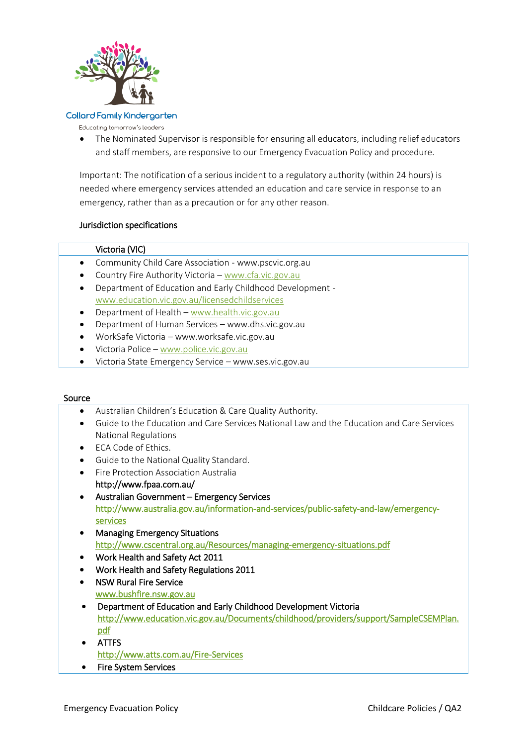- The Nominated Supervisor is responsible for ensuring all educators, including relief educators and staff members, are responsive to our Emergency Evacuation Policy and procedure.

Important: The notification of a serious incident to a regulatory authority (within 24 hours) is needed where emergency services attended an education and care service in response to an emergency, rather than as a precaution or for any other reason.

### Jurisdiction specifications

**Victoria (VIC)**

- Community Child Care Association - www.pscvic.org.au
- Country Fire Authority Victoria – www.cfa.vic.gov.au
- Department of Education and Early Childhood Development - www.education.vic.gov.au/licensedchildservices
- Department of Health – www.health.vic.gov.au
- Department of Human Services – www.dhs.vic.gov.au
- WorkSafe Victoria – www.worksafe.vic.gov.au
- Victoria Police – www.police.vic.gov.au
- Victoria State Emergency Service – www.ses.vic.gov.au

### Source

- Australian Children's Education & Care Quality Authority.
- Guide to the Education and Care Services National Law and the Education and Care Services National Regulations
- ECA Code of Ethics.
- Guide to the National Quality Standard.
- Fire Protection Association Australia http://www.fpaa.com.au/
- Australian Government – Emergency Services http://www.australia.gov.au/information-and-services/public-safety-and-law/emergency-services
- Managing Emergency Situations http://www.cscentral.org.au/Resources/managing-emergency-situations.pdf
- Work Health and Safety Act 2011
- Work Health and Safety Regulations 2011
- NSW Rural Fire Service www.bushfire.nsw.gov.au
- Department of Education and Early Childhood Development Victoria http://www.education.vic.gov.au/Documents/childhood/providers/support/SampleCSEMPlan.pdf
- ATTFS http://www.atts.com.au/Fire-Services
- Fire System Services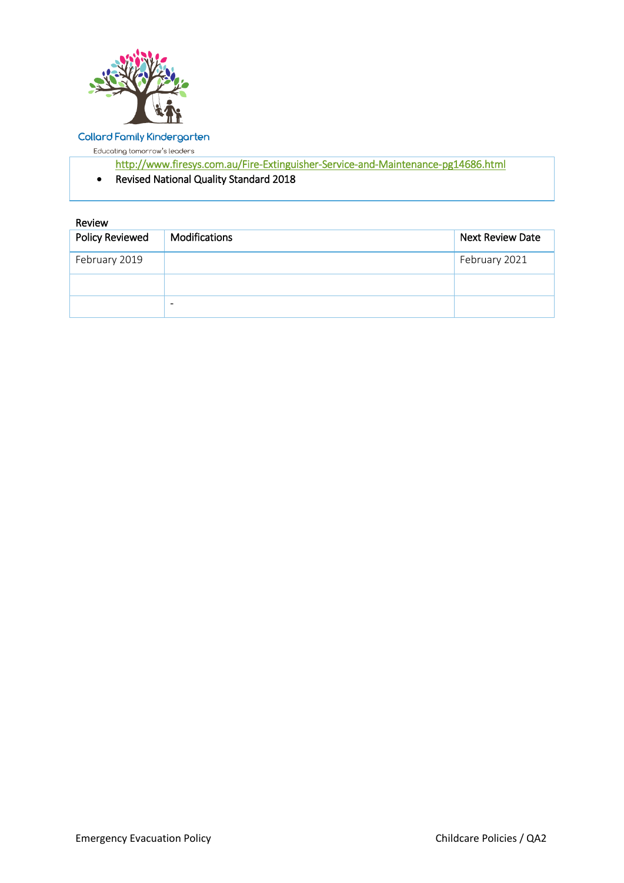Collard Family Kindergarten

Educating tomorrow's leaders

http://www.firesys.com.au/Fire-Extinguisher-Service-and-Maintenance-pg14686.html

- Revised National Quality Standard 2018

Review

| Policy Reviewed | Modifications | Next Review Date |
|---|---|---|
| February 2019 | | February 2021 |
| | | |
| | - | |